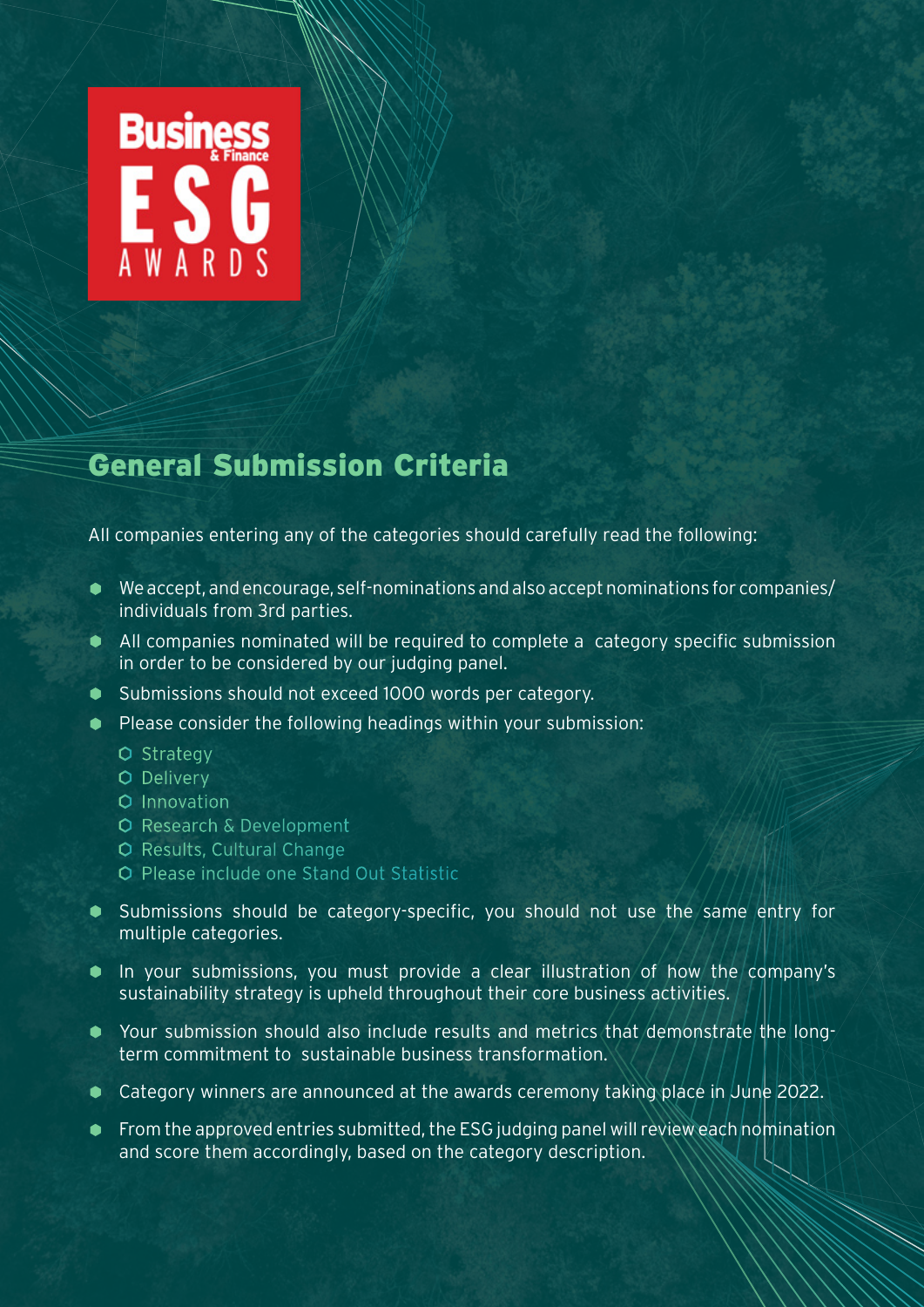Business & Finance ESG AWARDS

## General Submission Criteria

All companies entering any of the categories should carefully read the following:

- We accept, and encourage, self-nominations and also accept nominations for companies/individuals from 3rd parties.
- All companies nominated will be required to complete a category specific submission in order to be considered by our judging panel.
- Submissions should not exceed 1000 words per category.
- Please consider the following headings within your submission:
  - Strategy
  - Delivery
  - Innovation
  - Research & Development
  - Results, Cultural Change
  - Please include one Stand Out Statistic
- Submissions should be category-specific, you should not use the same entry for multiple categories.
- In your submissions, you must provide a clear illustration of how the company's sustainability strategy is upheld throughout their core business activities.
- Your submission should also include results and metrics that demonstrate the long-term commitment to sustainable business transformation.
- Category winners are announced at the awards ceremony taking place in June 2022.
- From the approved entries submitted, the ESG judging panel will review each nomination and score them accordingly, based on the category description.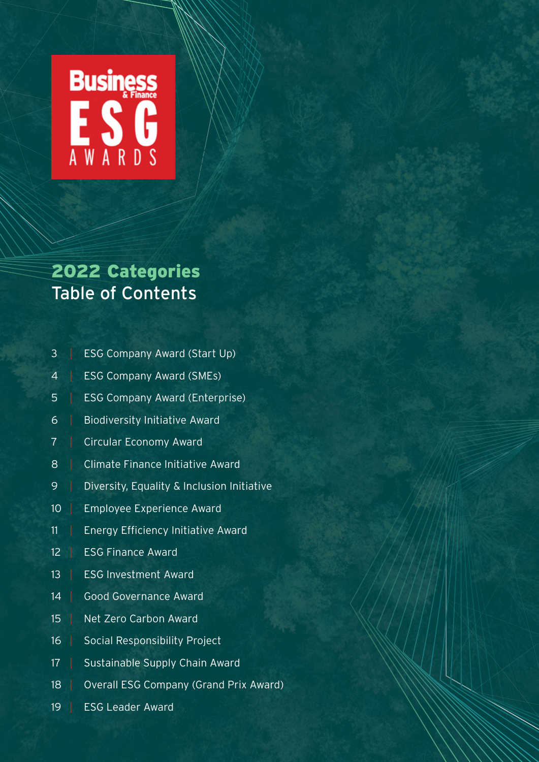Business & Finance ESG AWARDS

## 2022 Categories

# Table of Contents

3 | ESG Company Award (Start Up)

4 | ESG Company Award (SMEs)

5 | ESG Company Award (Enterprise)

6 | Biodiversity Initiative Award

7 | Circular Economy Award

8 | Climate Finance Initiative Award

9 | Diversity, Equality & Inclusion Initiative

10 | Employee Experience Award

11 | Energy Efficiency Initiative Award

12 | ESG Finance Award

13 | ESG Investment Award

14 | Good Governance Award

15 | Net Zero Carbon Award

16 | Social Responsibility Project

17 | Sustainable Supply Chain Award

18 | Overall ESG Company (Grand Prix Award)

19 | ESG Leader Award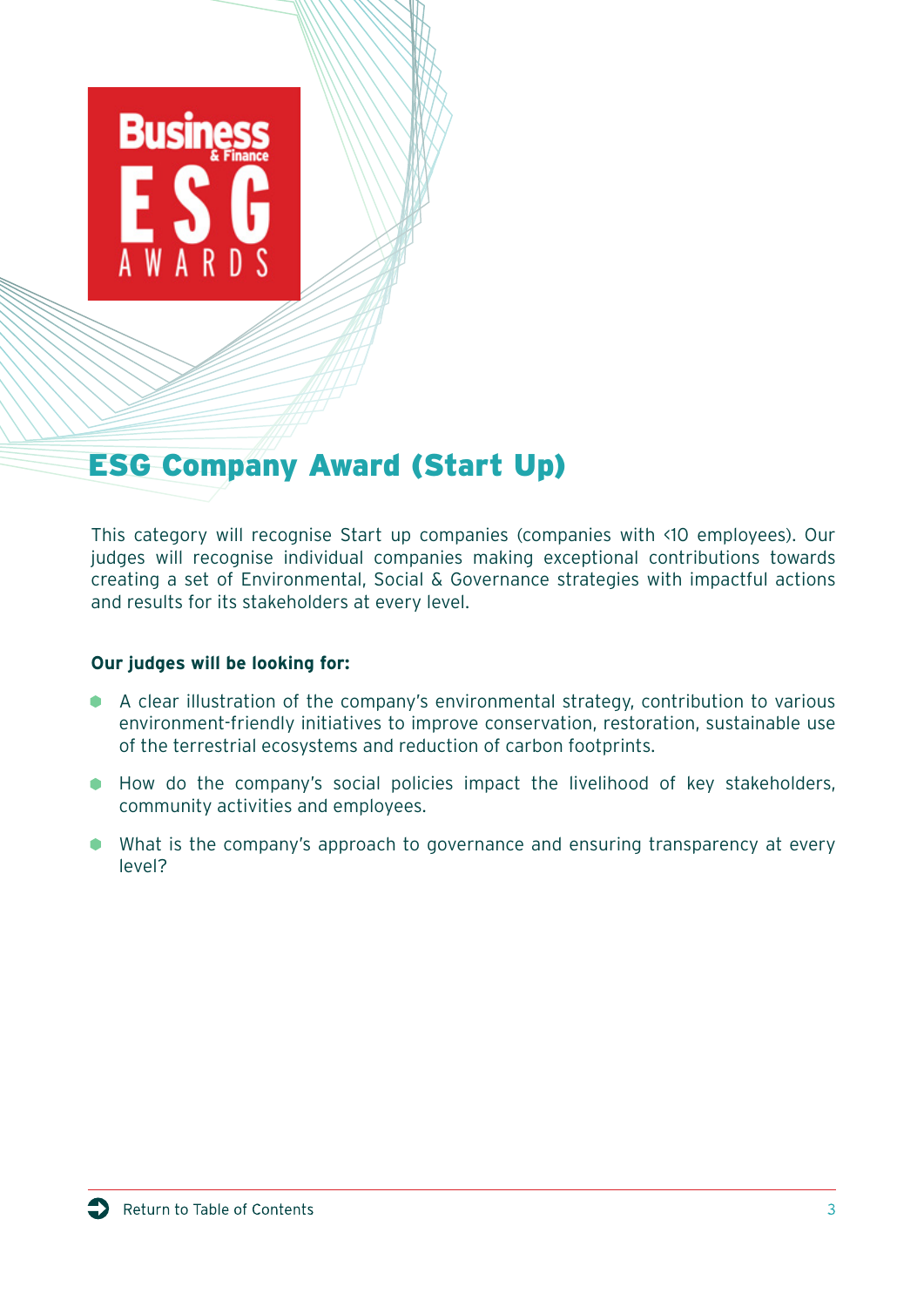## ESG Company Award (Start Up)

This category will recognise Start up companies (companies with <10 employees). Our judges will recognise individual companies making exceptional contributions towards creating a set of Environmental, Social & Governance strategies with impactful actions and results for its stakeholders at every level.

**Our judges will be looking for:**

- A clear illustration of the company's environmental strategy, contribution to various environment-friendly initiatives to improve conservation, restoration, sustainable use of the terrestrial ecosystems and reduction of carbon footprints.
- How do the company's social policies impact the livelihood of key stakeholders, community activities and employees.
- What is the company's approach to governance and ensuring transparency at every level?

Return to Table of Contents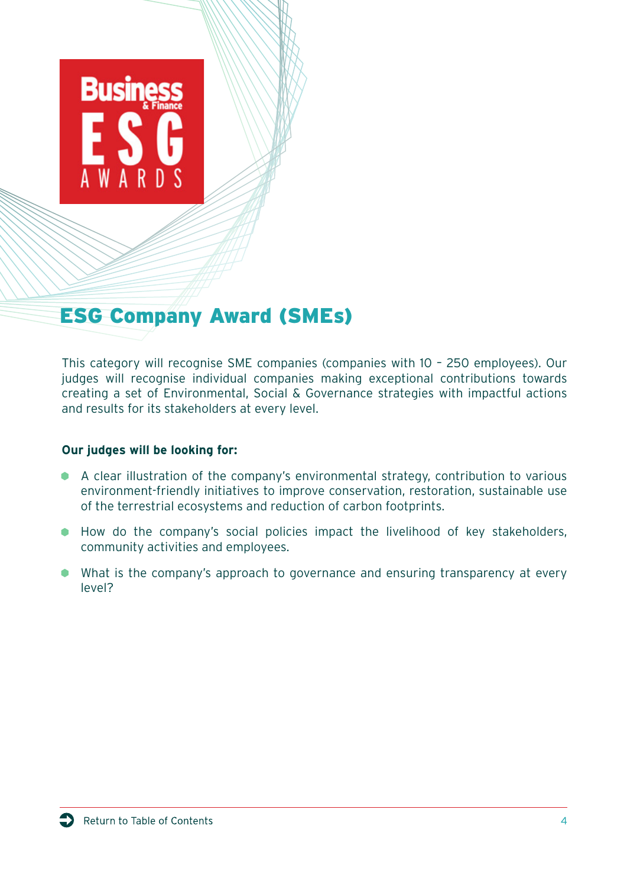## ESG Company Award (SMEs)

This category will recognise SME companies (companies with 10 – 250 employees). Our judges will recognise individual companies making exceptional contributions towards creating a set of Environmental, Social & Governance strategies with impactful actions and results for its stakeholders at every level.

**Our judges will be looking for:**

- A clear illustration of the company's environmental strategy, contribution to various environment-friendly initiatives to improve conservation, restoration, sustainable use of the terrestrial ecosystems and reduction of carbon footprints.
- How do the company's social policies impact the livelihood of key stakeholders, community activities and employees.
- What is the company's approach to governance and ensuring transparency at every level?

Return to Table of Contents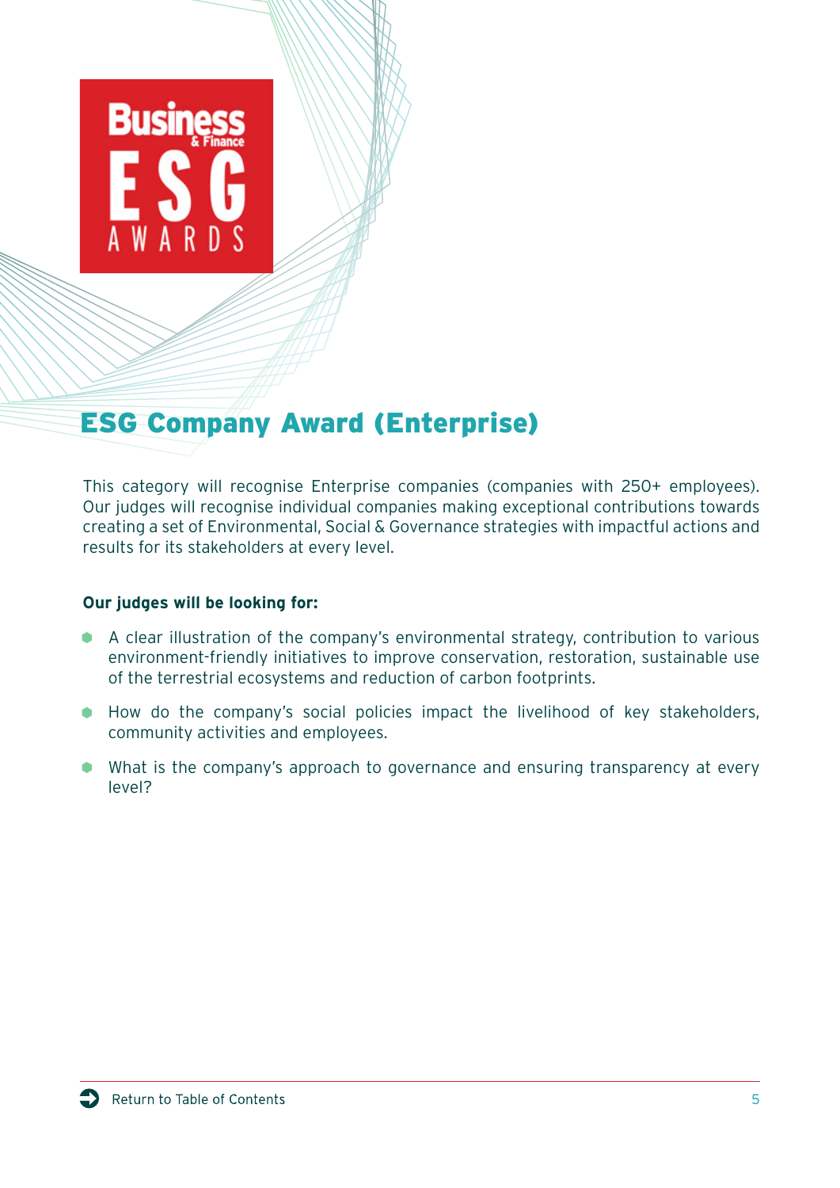# ESG Company Award (Enterprise)

This category will recognise Enterprise companies (companies with 250+ employees). Our judges will recognise individual companies making exceptional contributions towards creating a set of Environmental, Social & Governance strategies with impactful actions and results for its stakeholders at every level.

**Our judges will be looking for:**

- A clear illustration of the company's environmental strategy, contribution to various environment-friendly initiatives to improve conservation, restoration, sustainable use of the terrestrial ecosystems and reduction of carbon footprints.
- How do the company's social policies impact the livelihood of key stakeholders, community activities and employees.
- What is the company's approach to governance and ensuring transparency at every level?

Return to Table of Contents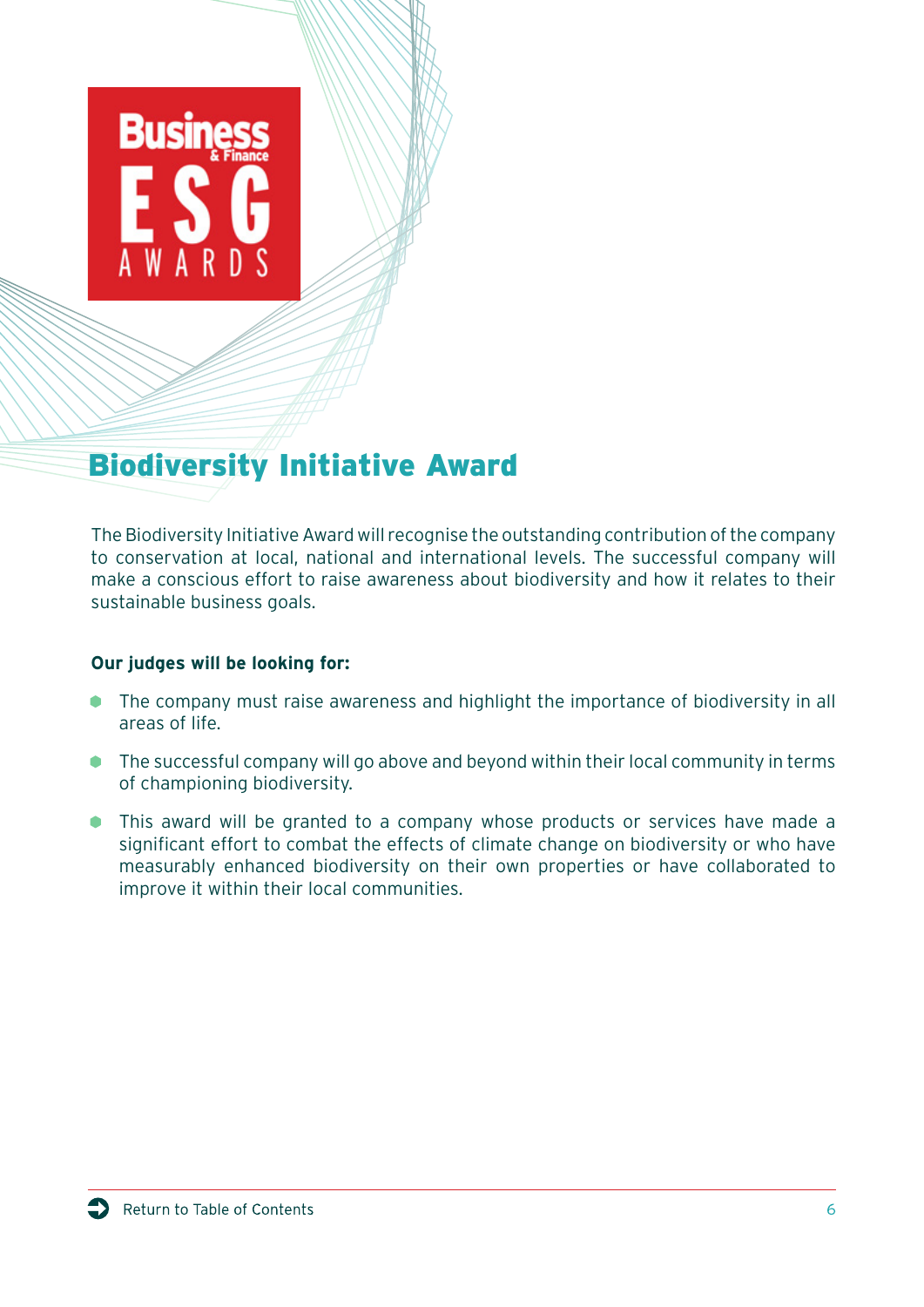## Biodiversity Initiative Award

The Biodiversity Initiative Award will recognise the outstanding contribution of the company to conservation at local, national and international levels. The successful company will make a conscious effort to raise awareness about biodiversity and how it relates to their sustainable business goals.

**Our judges will be looking for:**

- The company must raise awareness and highlight the importance of biodiversity in all areas of life.
- The successful company will go above and beyond within their local community in terms of championing biodiversity.
- This award will be granted to a company whose products or services have made a significant effort to combat the effects of climate change on biodiversity or who have measurably enhanced biodiversity on their own properties or have collaborated to improve it within their local communities.

Return to Table of Contents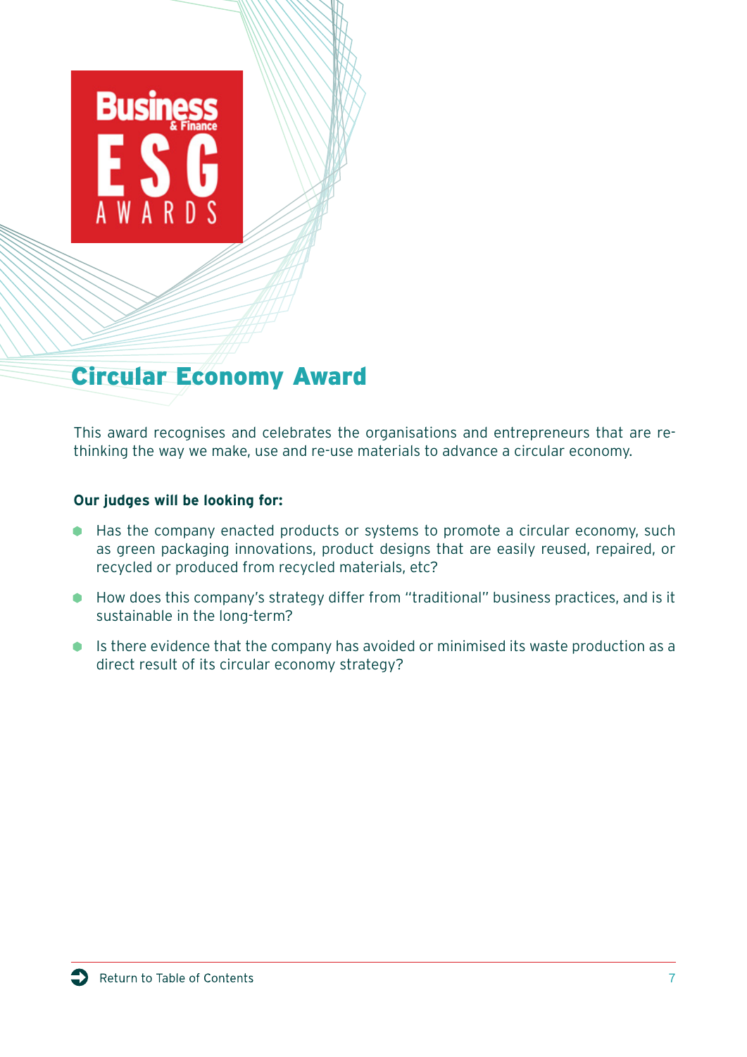# Circular Economy Award

This award recognises and celebrates the organisations and entrepreneurs that are re-thinking the way we make, use and re-use materials to advance a circular economy.

**Our judges will be looking for:**

- Has the company enacted products or systems to promote a circular economy, such as green packaging innovations, product designs that are easily reused, repaired, or recycled or produced from recycled materials, etc?
- How does this company's strategy differ from "traditional" business practices, and is it sustainable in the long-term?
- Is there evidence that the company has avoided or minimised its waste production as a direct result of its circular economy strategy?

Return to Table of Contents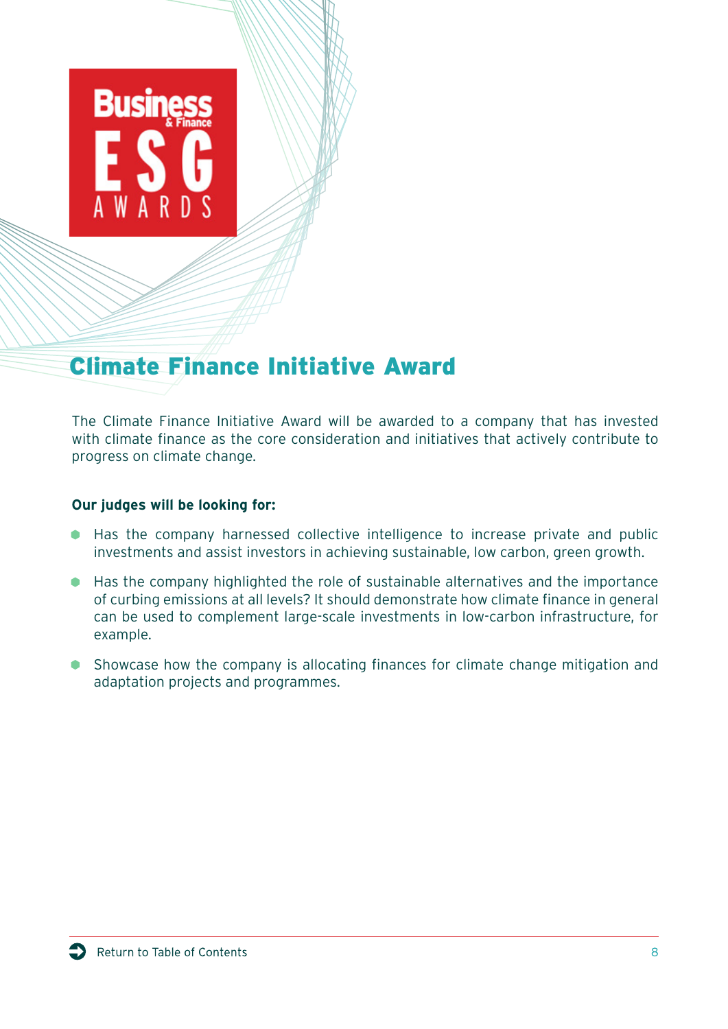## Climate Finance Initiative Award

The Climate Finance Initiative Award will be awarded to a company that has invested with climate finance as the core consideration and initiatives that actively contribute to progress on climate change.

**Our judges will be looking for:**

- Has the company harnessed collective intelligence to increase private and public investments and assist investors in achieving sustainable, low carbon, green growth.
- Has the company highlighted the role of sustainable alternatives and the importance of curbing emissions at all levels? It should demonstrate how climate finance in general can be used to complement large-scale investments in low-carbon infrastructure, for example.
- Showcase how the company is allocating finances for climate change mitigation and adaptation projects and programmes.

Return to Table of Contents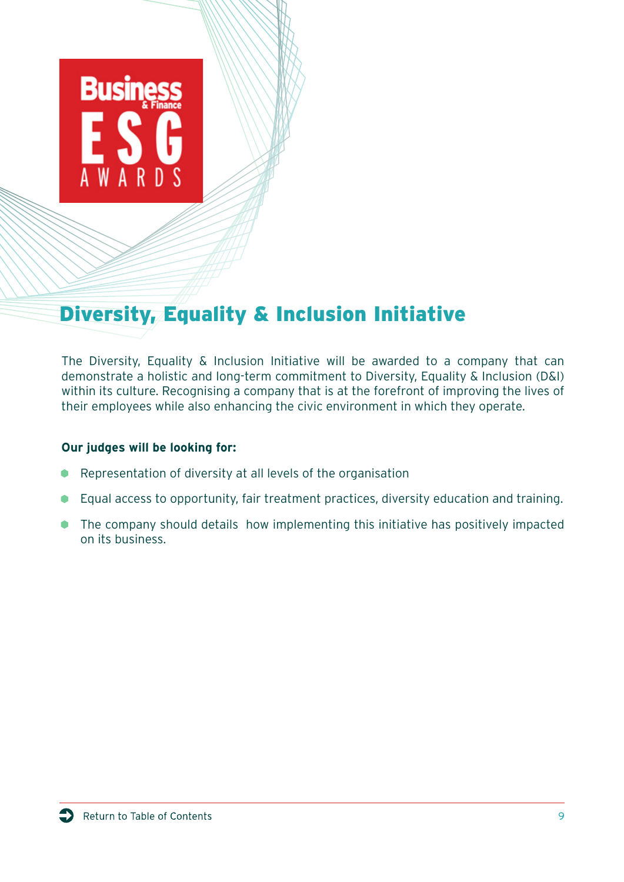## Diversity, Equality & Inclusion Initiative

The Diversity, Equality & Inclusion Initiative will be awarded to a company that can demonstrate a holistic and long-term commitment to Diversity, Equality & Inclusion (D&I) within its culture. Recognising a company that is at the forefront of improving the lives of their employees while also enhancing the civic environment in which they operate.

**Our judges will be looking for:**

- Representation of diversity at all levels of the organisation
- Equal access to opportunity, fair treatment practices, diversity education and training.
- The company should details how implementing this initiative has positively impacted on its business.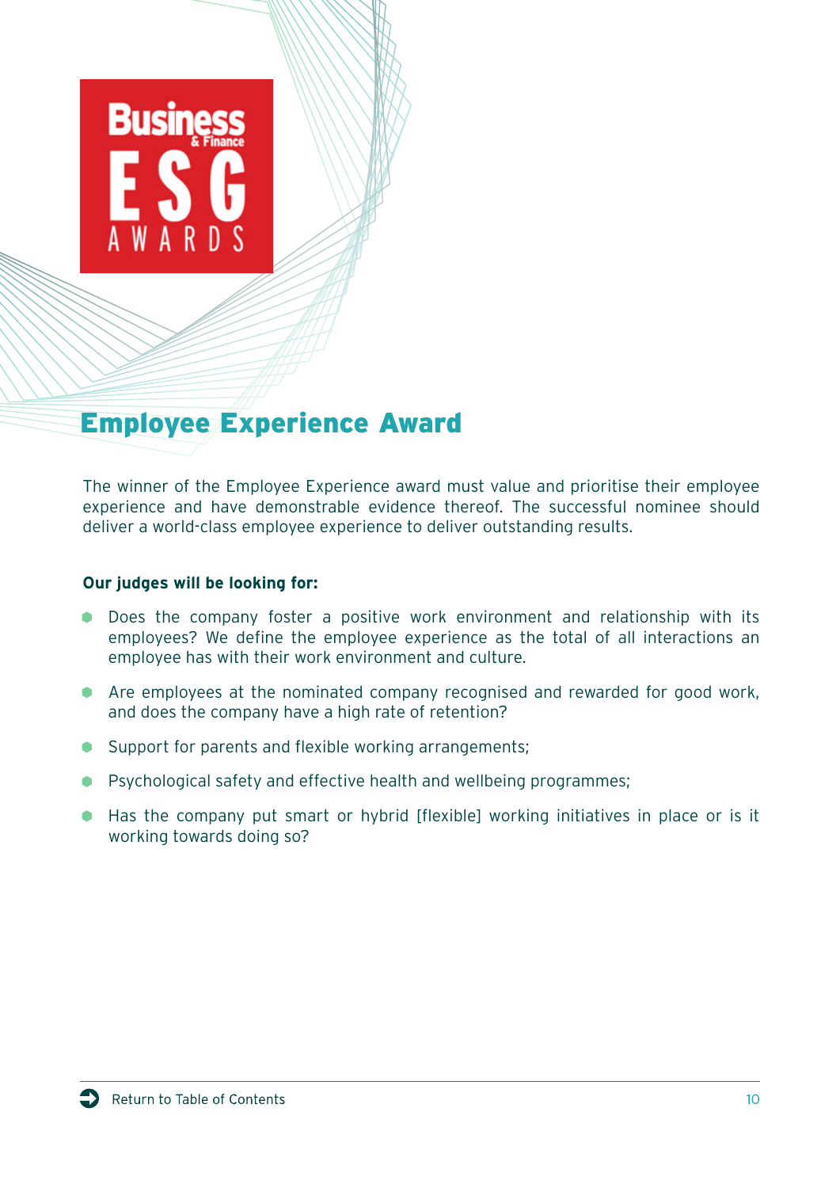## Employee Experience Award

The winner of the Employee Experience award must value and prioritise their employee experience and have demonstrable evidence thereof. The successful nominee should deliver a world-class employee experience to deliver outstanding results.

**Our judges will be looking for:**

- Does the company foster a positive work environment and relationship with its employees? We define the employee experience as the total of all interactions an employee has with their work environment and culture.
- Are employees at the nominated company recognised and rewarded for good work, and does the company have a high rate of retention?
- Support for parents and flexible working arrangements;
- Psychological safety and effective health and wellbeing programmes;
- Has the company put smart or hybrid [flexible] working initiatives in place or is it working towards doing so?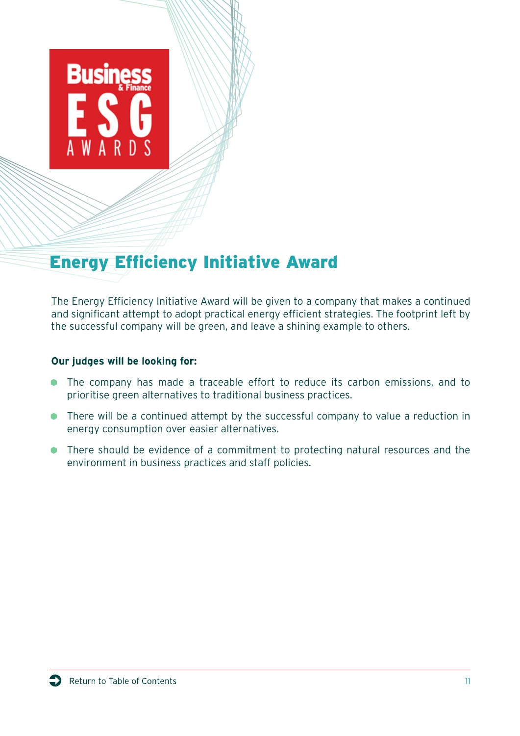## Energy Efficiency Initiative Award

The Energy Efficiency Initiative Award will be given to a company that makes a continued and significant attempt to adopt practical energy efficient strategies. The footprint left by the successful company will be green, and leave a shining example to others.

**Our judges will be looking for:**

- The company has made a traceable effort to reduce its carbon emissions, and to prioritise green alternatives to traditional business practices.
- There will be a continued attempt by the successful company to value a reduction in energy consumption over easier alternatives.
- There should be evidence of a commitment to protecting natural resources and the environment in business practices and staff policies.

Return to Table of Contents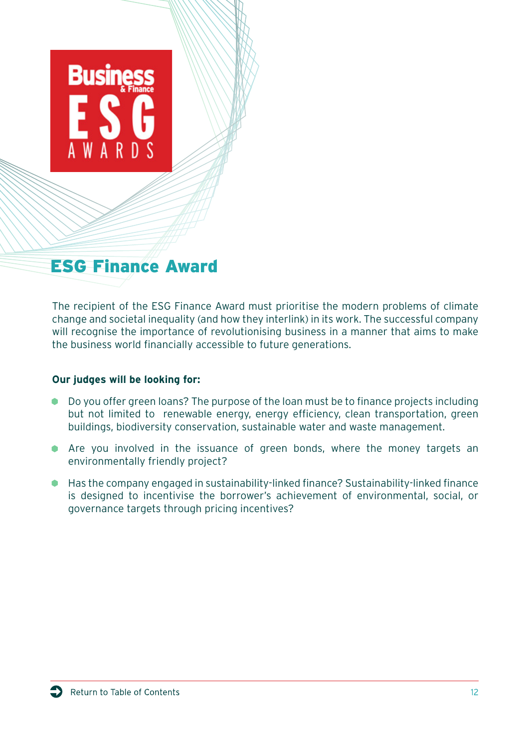## ESG Finance Award

The recipient of the ESG Finance Award must prioritise the modern problems of climate change and societal inequality (and how they interlink) in its work. The successful company will recognise the importance of revolutionising business in a manner that aims to make the business world financially accessible to future generations.

**Our judges will be looking for:**

- Do you offer green loans? The purpose of the loan must be to finance projects including but not limited to renewable energy, energy efficiency, clean transportation, green buildings, biodiversity conservation, sustainable water and waste management.
- Are you involved in the issuance of green bonds, where the money targets an environmentally friendly project?
- Has the company engaged in sustainability-linked finance? Sustainability-linked finance is designed to incentivise the borrower's achievement of environmental, social, or governance targets through pricing incentives?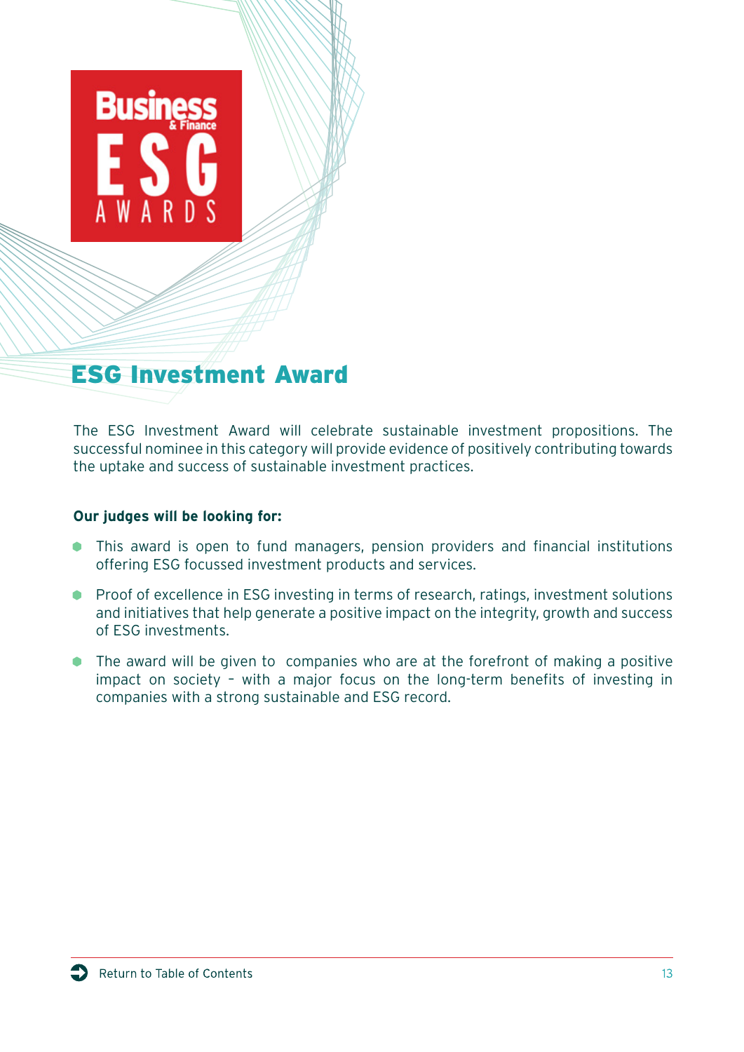## ESG Investment Award

The ESG Investment Award will celebrate sustainable investment propositions. The successful nominee in this category will provide evidence of positively contributing towards the uptake and success of sustainable investment practices.

**Our judges will be looking for:**

- This award is open to fund managers, pension providers and financial institutions offering ESG focussed investment products and services.
- Proof of excellence in ESG investing in terms of research, ratings, investment solutions and initiatives that help generate a positive impact on the integrity, growth and success of ESG investments.
- The award will be given to companies who are at the forefront of making a positive impact on society – with a major focus on the long-term benefits of investing in companies with a strong sustainable and ESG record.

Return to Table of Contents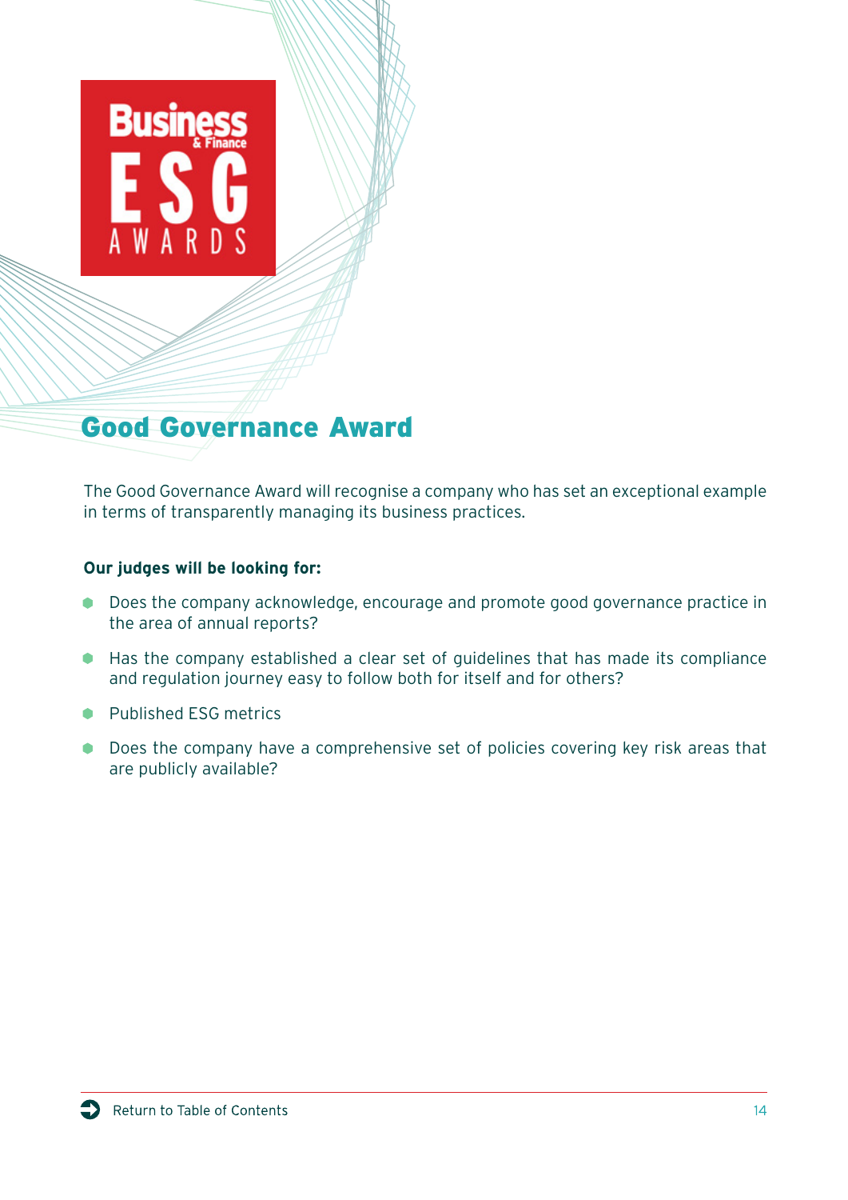## Good Governance Award

The Good Governance Award will recognise a company who has set an exceptional example in terms of transparently managing its business practices.

**Our judges will be looking for:**

- Does the company acknowledge, encourage and promote good governance practice in the area of annual reports?
- Has the company established a clear set of guidelines that has made its compliance and regulation journey easy to follow both for itself and for others?
- Published ESG metrics
- Does the company have a comprehensive set of policies covering key risk areas that are publicly available?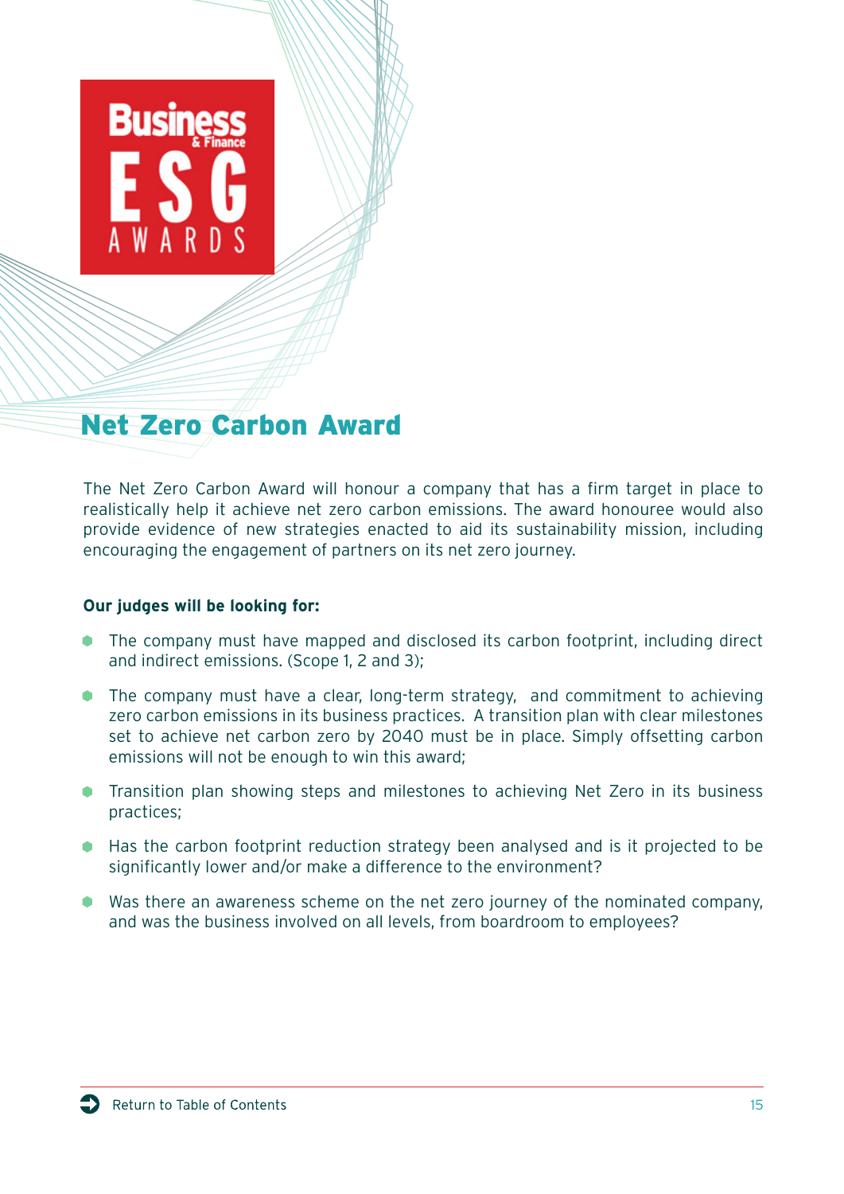## Net Zero Carbon Award

The Net Zero Carbon Award will honour a company that has a firm target in place to realistically help it achieve net zero carbon emissions. The award honouree would also provide evidence of new strategies enacted to aid its sustainability mission, including encouraging the engagement of partners on its net zero journey.

**Our judges will be looking for:**

- The company must have mapped and disclosed its carbon footprint, including direct and indirect emissions. (Scope 1, 2 and 3);
- The company must have a clear, long-term strategy, and commitment to achieving zero carbon emissions in its business practices. A transition plan with clear milestones set to achieve net carbon zero by 2040 must be in place. Simply offsetting carbon emissions will not be enough to win this award;
- Transition plan showing steps and milestones to achieving Net Zero in its business practices;
- Has the carbon footprint reduction strategy been analysed and is it projected to be significantly lower and/or make a difference to the environment?
- Was there an awareness scheme on the net zero journey of the nominated company, and was the business involved on all levels, from boardroom to employees?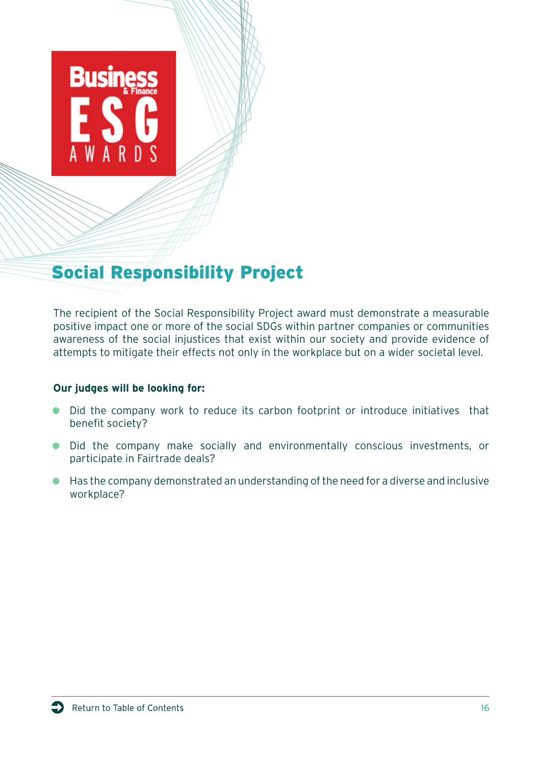## Social Responsibility Project

The recipient of the Social Responsibility Project award must demonstrate a measurable positive impact one or more of the social SDGs within partner companies or communities awareness of the social injustices that exist within our society and provide evidence of attempts to mitigate their effects not only in the workplace but on a wider societal level.

**Our judges will be looking for:**

- Did the company work to reduce its carbon footprint or introduce initiatives that benefit society?
- Did the company make socially and environmentally conscious investments, or participate in Fairtrade deals?
- Has the company demonstrated an understanding of the need for a diverse and inclusive workplace?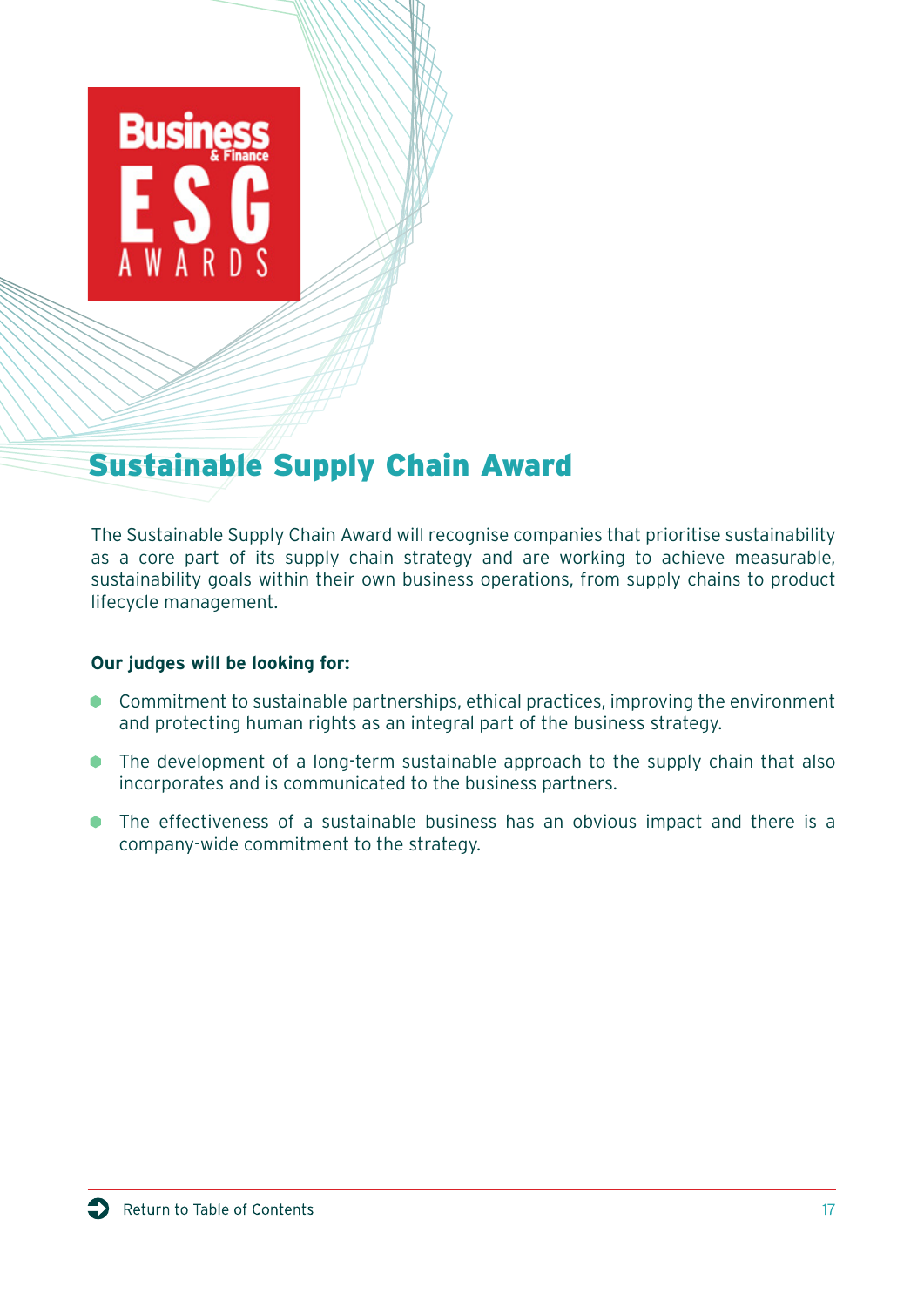## Sustainable Supply Chain Award

The Sustainable Supply Chain Award will recognise companies that prioritise sustainability as a core part of its supply chain strategy and are working to achieve measurable, sustainability goals within their own business operations, from supply chains to product lifecycle management.

**Our judges will be looking for:**

- Commitment to sustainable partnerships, ethical practices, improving the environment and protecting human rights as an integral part of the business strategy.
- The development of a long-term sustainable approach to the supply chain that also incorporates and is communicated to the business partners.
- The effectiveness of a sustainable business has an obvious impact and there is a company-wide commitment to the strategy.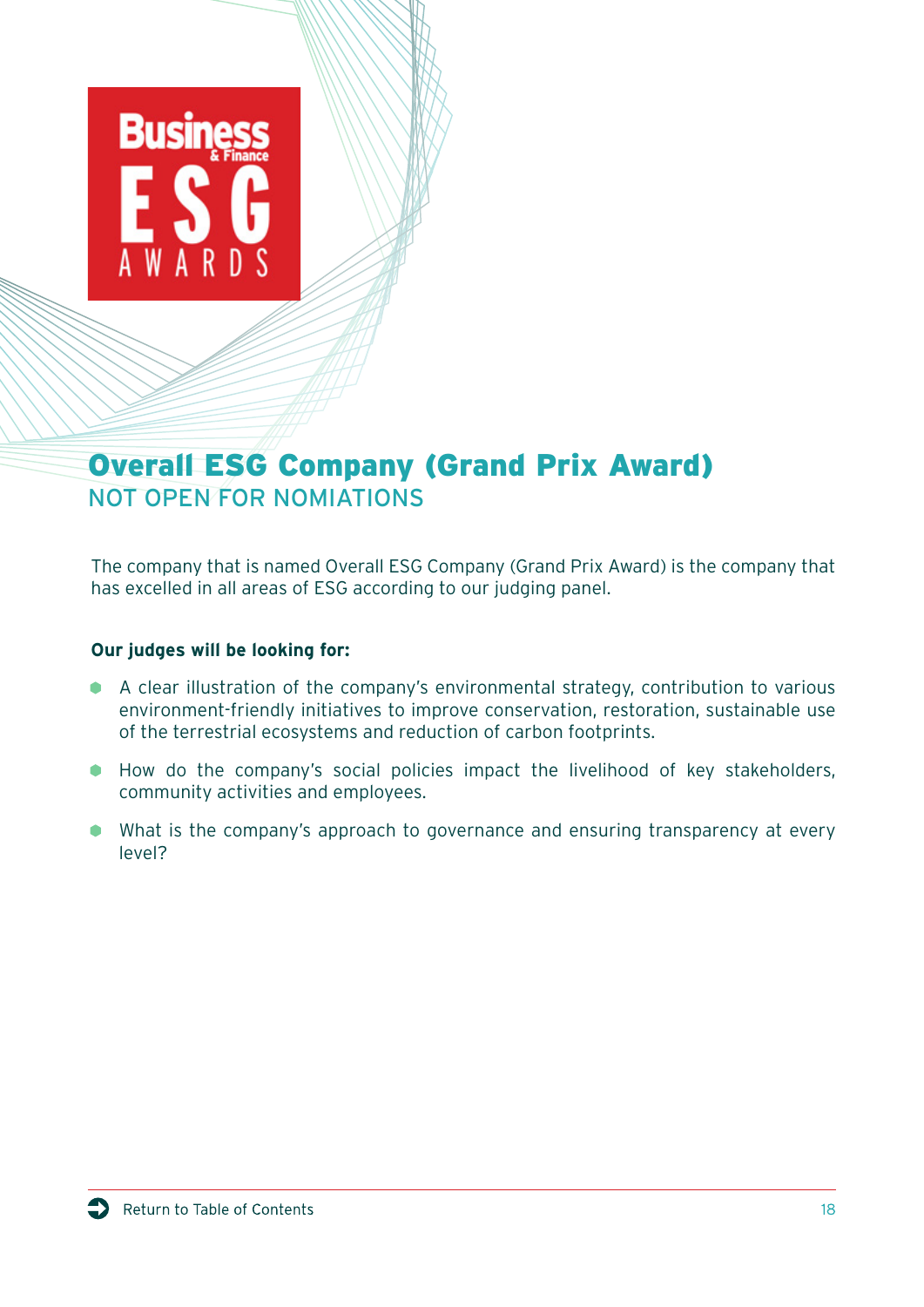## Overall ESG Company (Grand Prix Award)

NOT OPEN FOR NOMIATIONS

The company that is named Overall ESG Company (Grand Prix Award) is the company that has excelled in all areas of ESG according to our judging panel.

**Our judges will be looking for:**

- A clear illustration of the company's environmental strategy, contribution to various environment-friendly initiatives to improve conservation, restoration, sustainable use of the terrestrial ecosystems and reduction of carbon footprints.
- How do the company's social policies impact the livelihood of key stakeholders, community activities and employees.
- What is the company's approach to governance and ensuring transparency at every level?

Return to Table of Contents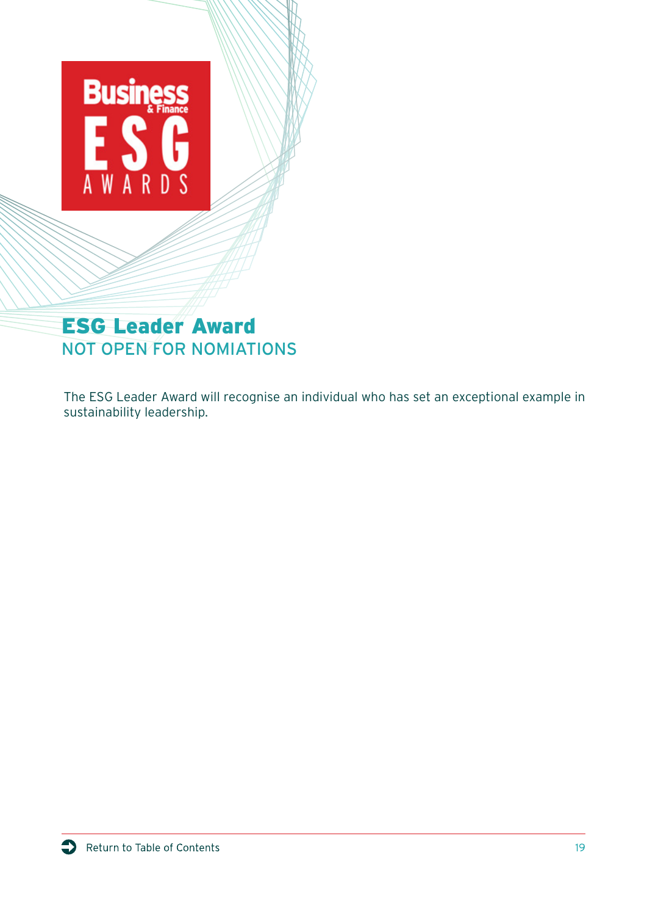## ESG Leader Award

NOT OPEN FOR NOMIATIONS

The ESG Leader Award will recognise an individual who has set an exceptional example in sustainability leadership.

Return to Table of Contents